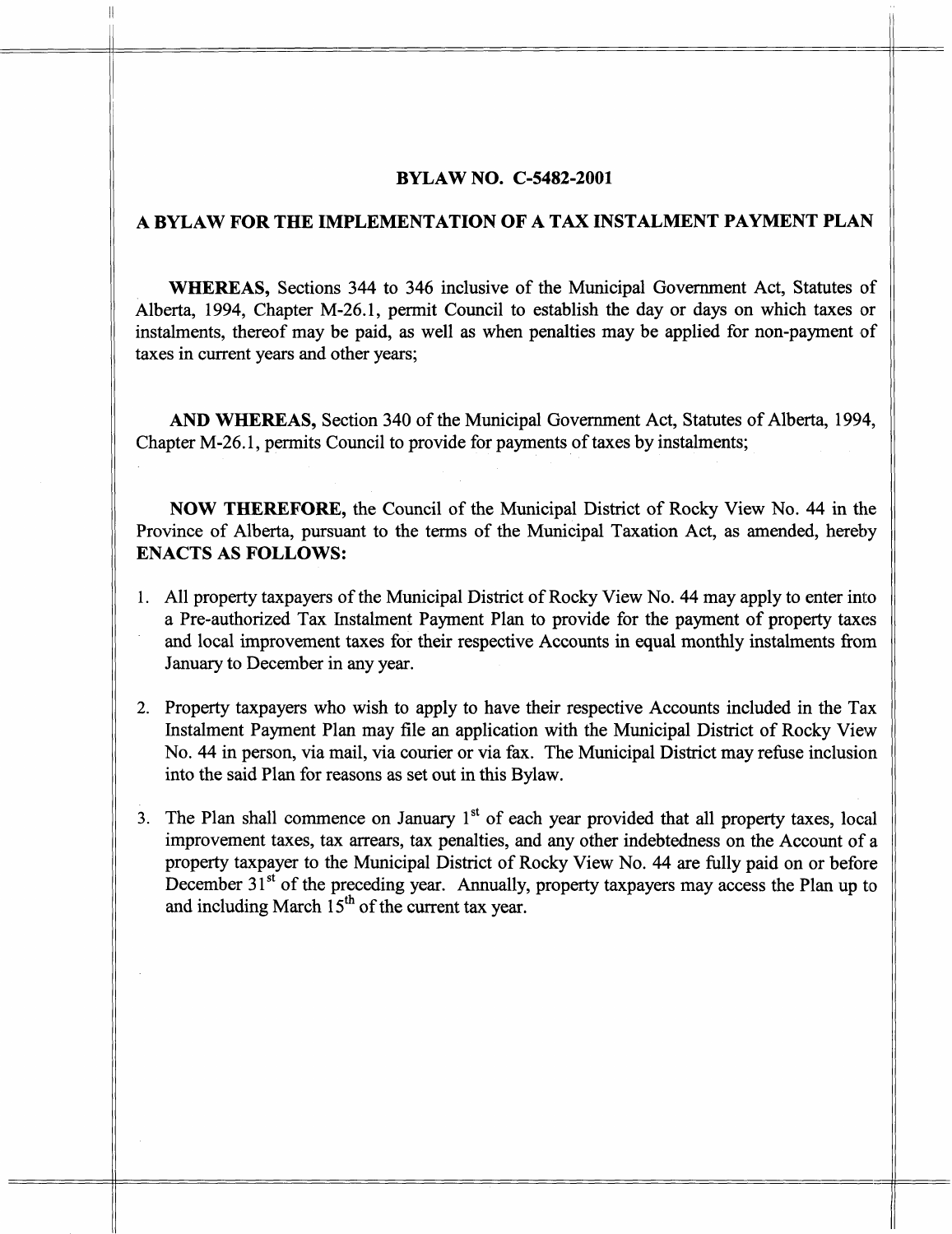# BYLAW NO. C-5482-2001

## A BYLAW FOR THE IMPLEMENTATION OF A TAX INSTALMENT PAYMENT PLAN

**WHEREAS,** Sections 344 to 346 inclusive of the Municipal Government Act, Statutes of Alberta, 1994, Chapter M-26.1, permit Council to establish the day or days on which taxes or instalments, thereof may be paid, as well as when penalties may be applied for non-payment of taxes in current years and other years;

**AND WHEREAS,** Section 340 of the Municipal Government Act, Statutes of Alberta, 1994, Chapter M-26.1, permits Council to provide for payments of taxes by instalments;

**NOW THEREFORE,** the Council of the Municipal District of Rocky View No. 44 in the Province of Alberta, pursuant to the terms of the Municipal Taxation Act, as amended, hereby **ENACTS AS FOLLOWS:**

1. All property taxpayers of the Municipal District of Rocky View No. 44 may apply to enter into a Pre-authorized Tax Instalment Payment Plan to provide for the payment of property taxes and local improvement taxes for their respective Accounts in equal monthly instalments from January to December in any year.

2. Property taxpayers who wish to apply to have their respective Accounts included in the Tax Instalment Payment Plan may file an application with the Municipal District of Rocky View No. 44 in person, via mail, via courier or via fax. The Municipal District may refuse inclusion into the said Plan for reasons as set out in this Bylaw.

3. The Plan shall commence on January 1st of each year provided that all property taxes, local improvement taxes, tax arrears, tax penalties, and any other indebtedness on the Account of a property taxpayer to the Municipal District of Rocky View No. 44 are fully paid on or before December 31st of the preceding year. Annually, property taxpayers may access the Plan up to and including March 15th of the current tax year.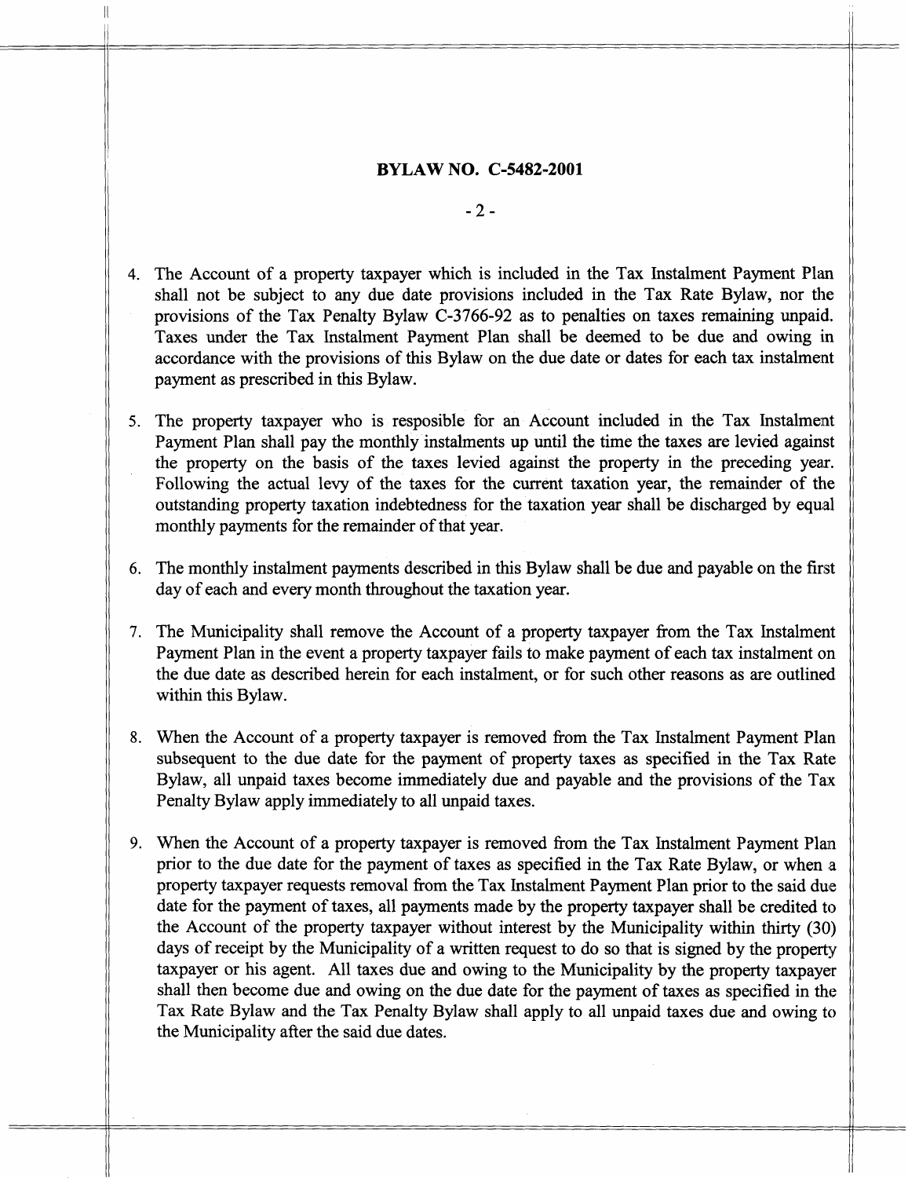**BYLAW NO. C-5482-2001**

4. The Account of a property taxpayer which is included in the Tax Instalment Payment Plan shall not be subject to any due date provisions included in the Tax Rate Bylaw, nor the provisions of the Tax Penalty Bylaw C-3766-92 as to penalties on taxes remaining unpaid. Taxes under the Tax Instalment Payment Plan shall be deemed to be due and owing in accordance with the provisions of this Bylaw on the due date or dates for each tax instalment payment as prescribed in this Bylaw.

5. The property taxpayer who is resposible for an Account included in the Tax Instalment Payment Plan shall pay the monthly instalments up until the time the taxes are levied against the property on the basis of the taxes levied against the property in the preceding year. Following the actual levy of the taxes for the current taxation year, the remainder of the outstanding property taxation indebtedness for the taxation year shall be discharged by equal monthly payments for the remainder of that year.

6. The monthly instalment payments described in this Bylaw shall be due and payable on the first day of each and every month throughout the taxation year.

7. The Municipality shall remove the Account of a property taxpayer from the Tax Instalment Payment Plan in the event a property taxpayer fails to make payment of each tax instalment on the due date as described herein for each instalment, or for such other reasons as are outlined within this Bylaw.

8. When the Account of a property taxpayer is removed from the Tax Instalment Payment Plan subsequent to the due date for the payment of property taxes as specified in the Tax Rate Bylaw, all unpaid taxes become immediately due and payable and the provisions of the Tax Penalty Bylaw apply immediately to all unpaid taxes.

9. When the Account of a property taxpayer is removed from the Tax Instalment Payment Plan prior to the due date for the payment of taxes as specified in the Tax Rate Bylaw, or when a property taxpayer requests removal from the Tax Instalment Payment Plan prior to the said due date for the payment of taxes, all payments made by the property taxpayer shall be credited to the Account of the property taxpayer without interest by the Municipality within thirty (30) days of receipt by the Municipality of a written request to do so that is signed by the property taxpayer or his agent. All taxes due and owing to the Municipality by the property taxpayer shall then become due and owing on the due date for the payment of taxes as specified in the Tax Rate Bylaw and the Tax Penalty Bylaw shall apply to all unpaid taxes due and owing to the Municipality after the said due dates.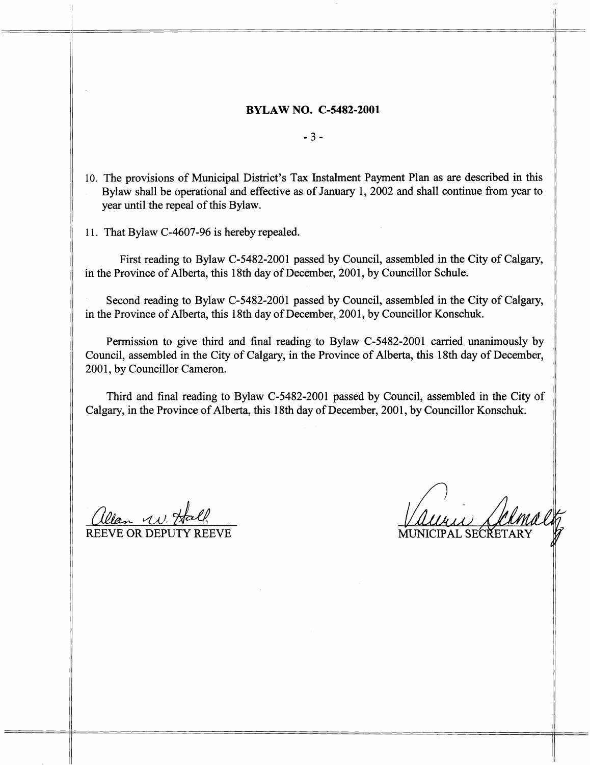**BYLAW NO. C-5482-2001**

10. The provisions of Municipal District's Tax Instalment Payment Plan as are described in this Bylaw shall be operational and effective as of January 1, 2002 and shall continue from year to year until the repeal of this Bylaw.

11. That Bylaw C-4607-96 is hereby repealed.

First reading to Bylaw C-5482-2001 passed by Council, assembled in the City of Calgary, in the Province of Alberta, this 18th day of December, 2001, by Councillor Schule.

Second reading to Bylaw C-5482-2001 passed by Council, assembled in the City of Calgary, in the Province of Alberta, this 18th day of December, 2001, by Councillor Konschuk.

Permission to give third and final reading to Bylaw C-5482-2001 carried unanimously by Council, assembled in the City of Calgary, in the Province of Alberta, this 18th day of December, 2001, by Councillor Cameron.

Third and final reading to Bylaw C-5482-2001 passed by Council, assembled in the City of Calgary, in the Province of Alberta, this 18th day of December, 2001, by Councillor Konschuk.

Allan W. Hall
REEVE OR DEPUTY REEVE

MUNICIPAL SECRETARY